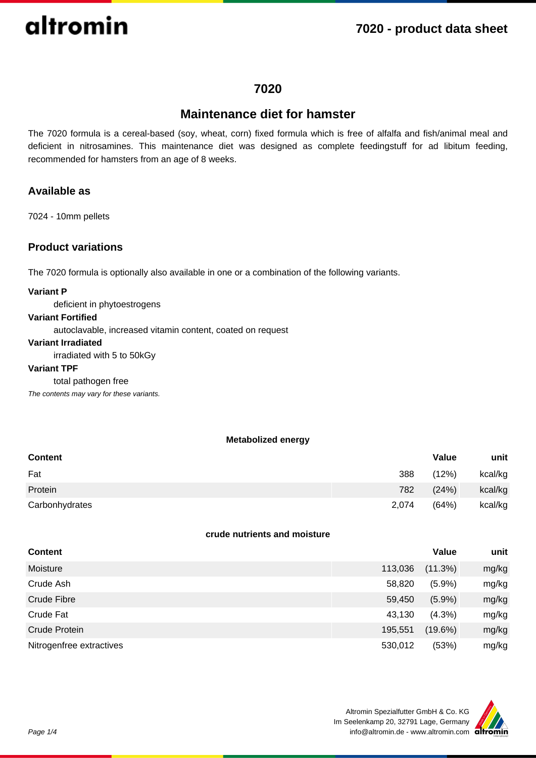# 7020

## Maintenance diet for hamster

The 7020 formula is a cereal-based (soy, wheat, corn) fixed formula which is free of alfalfa and fish/animal meal and deficient in nitrosamines. This maintenance diet was designed as complete feedingstuff for ad libitum feeding, recommended for hamsters from an age of 8 weeks.

### Available as

7024 - 10mm pellets

### Product variations

The 7020 formula is optionally also available in one or a combination of the following variants.

**Variant P**
deficient in phytoestrogens

**Variant Fortified**
autoclavable, increased vitamin content, coated on request

**Variant Irradiated**
irradiated with 5 to 50kGy

**Variant TPF**
total pathogen free

*The contents may vary for these variants.*

**Metabolized energy**

| Content | Value | | unit |
|---|---|---|---|
| Fat | 388 | (12%) | kcal/kg |
| Protein | 782 | (24%) | kcal/kg |
| Carbonhydrates | 2,074 | (64%) | kcal/kg |

**crude nutrients and moisture**

| Content | Value | | unit |
|---|---|---|---|
| Moisture | 113,036 | (11.3%) | mg/kg |
| Crude Ash | 58,820 | (5.9%) | mg/kg |
| Crude Fibre | 59,450 | (5.9%) | mg/kg |
| Crude Fat | 43,130 | (4.3%) | mg/kg |
| Crude Protein | 195,551 | (19.6%) | mg/kg |
| Nitrogenfree extractives | 530,012 | (53%) | mg/kg |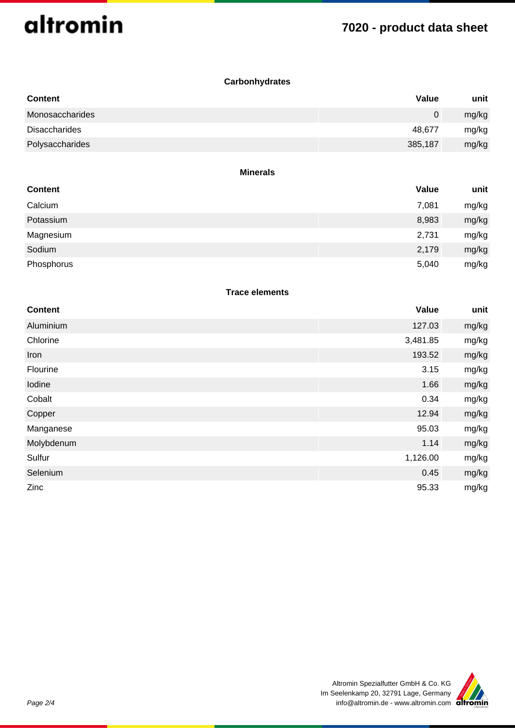### Carbonhydrates

| Content | Value | unit |
|---|---|---|
| Monosaccharides | 0 | mg/kg |
| Disaccharides | 48,677 | mg/kg |
| Polysaccharides | 385,187 | mg/kg |

### Minerals

| Content | Value | unit |
|---|---|---|
| Calcium | 7,081 | mg/kg |
| Potassium | 8,983 | mg/kg |
| Magnesium | 2,731 | mg/kg |
| Sodium | 2,179 | mg/kg |
| Phosphorus | 5,040 | mg/kg |

### Trace elements

| Content | Value | unit |
|---|---|---|
| Aluminium | 127.03 | mg/kg |
| Chlorine | 3,481.85 | mg/kg |
| Iron | 193.52 | mg/kg |
| Flourine | 3.15 | mg/kg |
| Iodine | 1.66 | mg/kg |
| Cobalt | 0.34 | mg/kg |
| Copper | 12.94 | mg/kg |
| Manganese | 95.03 | mg/kg |
| Molybdenum | 1.14 | mg/kg |
| Sulfur | 1,126.00 | mg/kg |
| Selenium | 0.45 | mg/kg |
| Zinc | 95.33 | mg/kg |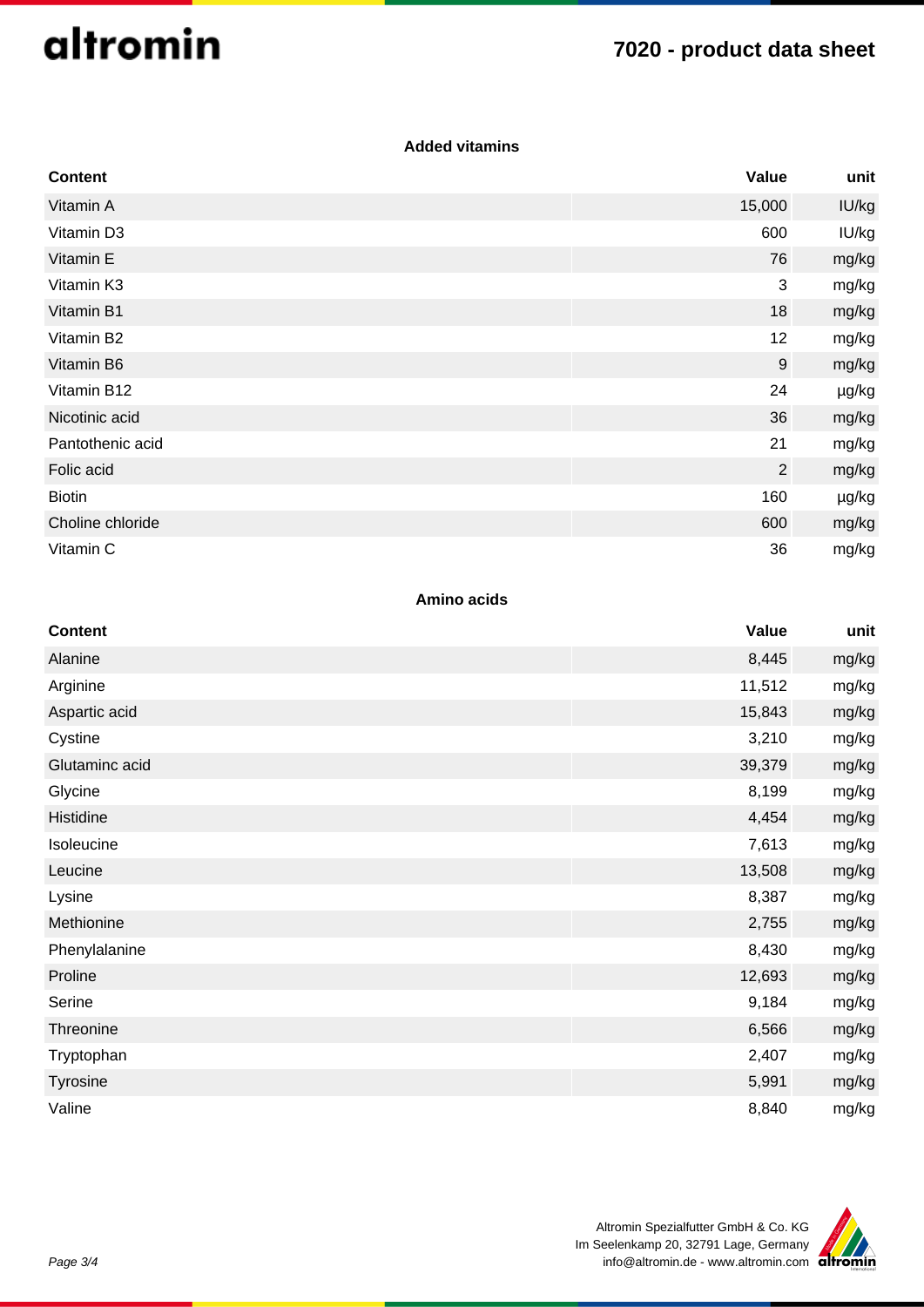### Added vitamins

| Content | Value | unit |
| --- | --- | --- |
| Vitamin A | 15,000 | IU/kg |
| Vitamin D3 | 600 | IU/kg |
| Vitamin E | 76 | mg/kg |
| Vitamin K3 | 3 | mg/kg |
| Vitamin B1 | 18 | mg/kg |
| Vitamin B2 | 12 | mg/kg |
| Vitamin B6 | 9 | mg/kg |
| Vitamin B12 | 24 | µg/kg |
| Nicotinic acid | 36 | mg/kg |
| Pantothenic acid | 21 | mg/kg |
| Folic acid | 2 | mg/kg |
| Biotin | 160 | µg/kg |
| Choline chloride | 600 | mg/kg |
| Vitamin C | 36 | mg/kg |

### Amino acids

| Content | Value | unit |
| --- | --- | --- |
| Alanine | 8,445 | mg/kg |
| Arginine | 11,512 | mg/kg |
| Aspartic acid | 15,843 | mg/kg |
| Cystine | 3,210 | mg/kg |
| Glutaminc acid | 39,379 | mg/kg |
| Glycine | 8,199 | mg/kg |
| Histidine | 4,454 | mg/kg |
| Isoleucine | 7,613 | mg/kg |
| Leucine | 13,508 | mg/kg |
| Lysine | 8,387 | mg/kg |
| Methionine | 2,755 | mg/kg |
| Phenylalanine | 8,430 | mg/kg |
| Proline | 12,693 | mg/kg |
| Serine | 9,184 | mg/kg |
| Threonine | 6,566 | mg/kg |
| Tryptophan | 2,407 | mg/kg |
| Tyrosine | 5,991 | mg/kg |
| Valine | 8,840 | mg/kg |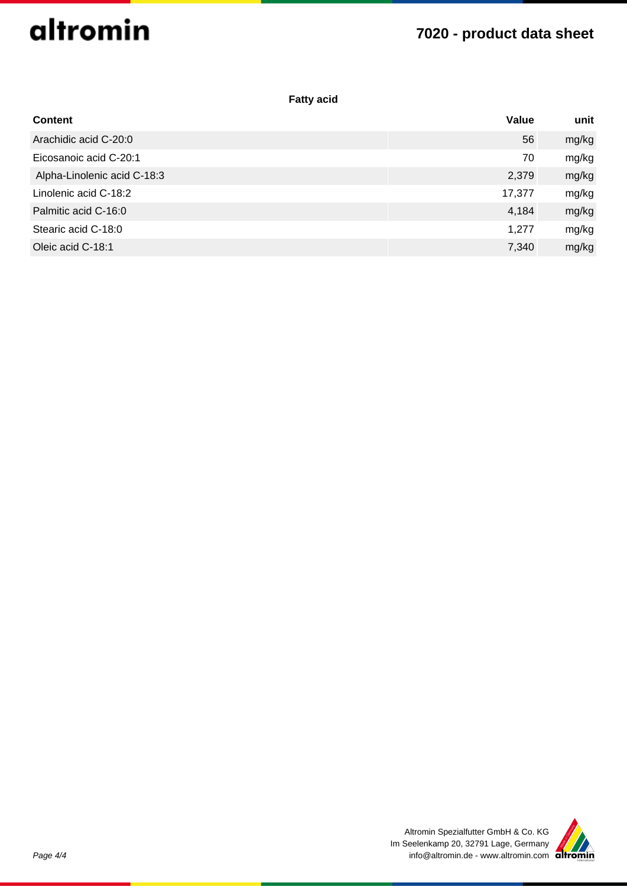### Fatty acid

| Content | Value | unit |
|---|---|---|
| Arachidic acid C-20:0 | 56 | mg/kg |
| Eicosanoic acid C-20:1 | 70 | mg/kg |
| Alpha-Linolenic acid C-18:3 | 2,379 | mg/kg |
| Linolenic acid C-18:2 | 17,377 | mg/kg |
| Palmitic acid C-16:0 | 4,184 | mg/kg |
| Stearic acid C-18:0 | 1,277 | mg/kg |
| Oleic acid C-18:1 | 7,340 | mg/kg |

Altromin Spezialfutter GmbH & Co. KG
Im Seelenkamp 20, 32791 Lage, Germany
info@altromin.de - www.altromin.com